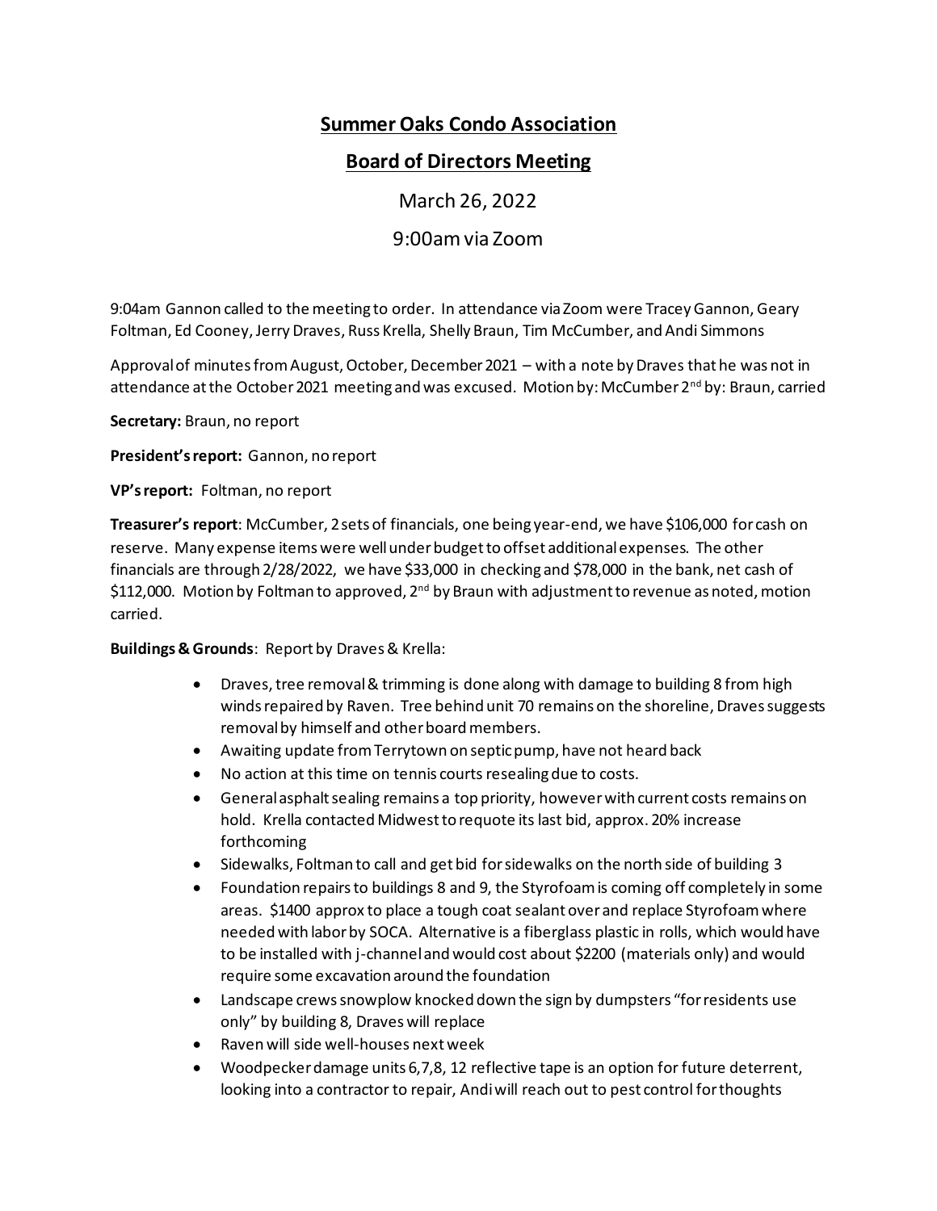# Summer Oaks Condo Association

## Board of Directors Meeting

March 26, 2022

9:00am via Zoom

9:04am Gannon called to the meeting to order. In attendance via Zoom were Tracey Gannon, Geary Foltman, Ed Cooney, Jerry Draves, Russ Krella, Shelly Braun, Tim McCumber, and Andi Simmons

Approval of minutes from August, October, December 2021 – with a note by Draves that he was not in attendance at the October 2021 meeting and was excused. Motion by: McCumber 2nd by: Braun, carried

**Secretary:** Braun, no report

**President's report:** Gannon, no report

**VP's report:** Foltman, no report

**Treasurer's report**: McCumber, 2 sets of financials, one being year-end, we have $106,000 for cash on reserve. Many expense items were well under budget to offset additional expenses. The other financials are through 2/28/2022, we have $33,000 in checking and $78,000 in the bank, net cash of $112,000. Motion by Foltman to approved, 2nd by Braun with adjustment to revenue as noted, motion carried.

**Buildings & Grounds**: Report by Draves & Krella:

- Draves, tree removal & trimming is done along with damage to building 8 from high winds repaired by Raven. Tree behind unit 70 remains on the shoreline, Draves suggests removal by himself and other board members.
- Awaiting update from Terrytown on septic pump, have not heard back
- No action at this time on tennis courts resealing due to costs.
- General asphalt sealing remains a top priority, however with current costs remains on hold. Krella contacted Midwest to requote its last bid, approx. 20% increase forthcoming
- Sidewalks, Foltman to call and get bid for sidewalks on the north side of building 3
- Foundation repairs to buildings 8 and 9, the Styrofoam is coming off completely in some areas. $1400 approx to place a tough coat sealant over and replace Styrofoam where needed with labor by SOCA. Alternative is a fiberglass plastic in rolls, which would have to be installed with j-channel and would cost about $2200 (materials only) and would require some excavation around the foundation
- Landscape crews snowplow knocked down the sign by dumpsters "for residents use only" by building 8, Draves will replace
- Raven will side well-houses next week
- Woodpecker damage units 6,7,8, 12 reflective tape is an option for future deterrent, looking into a contractor to repair, Andi will reach out to pest control for thoughts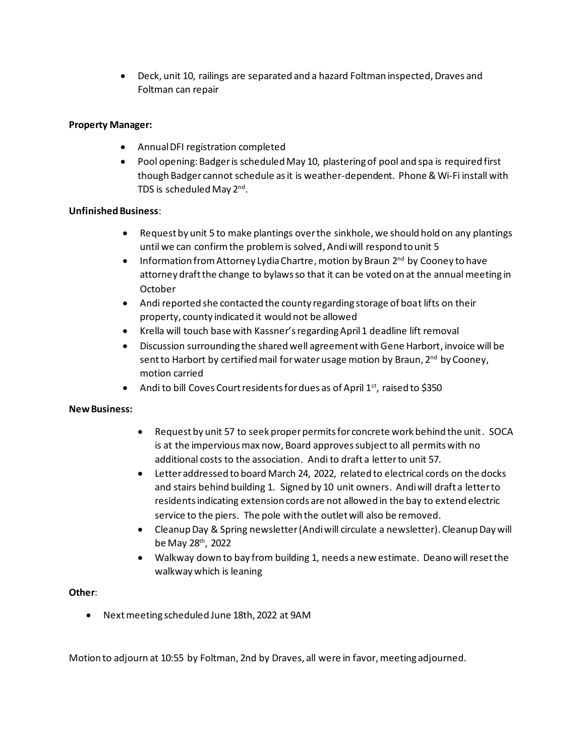- Deck, unit 10, railings are separated and a hazard Foltman inspected, Draves and Foltman can repair

**Property Manager:**

- Annual DFI registration completed
- Pool opening: Badger is scheduled May 10, plastering of pool and spa is required first though Badger cannot schedule as it is weather-dependent. Phone & Wi-Fi install with TDS is scheduled May 2nd.

**Unfinished Business**:

- Request by unit 5 to make plantings over the sinkhole, we should hold on any plantings until we can confirm the problem is solved, Andi will respond to unit 5
- Information from Attorney Lydia Chartre, motion by Braun 2nd by Cooney to have attorney draft the change to bylaws so that it can be voted on at the annual meeting in October
- Andi reported she contacted the county regarding storage of boat lifts on their property, county indicated it would not be allowed
- Krella will touch base with Kassner's regarding April 1 deadline lift removal
- Discussion surrounding the shared well agreement with Gene Harbort, invoice will be sent to Harbort by certified mail for water usage motion by Braun, 2nd by Cooney, motion carried
- Andi to bill Coves Court residents for dues as of April 1st, raised to $350

**New Business:**

- Request by unit 57 to seek proper permits for concrete work behind the unit. SOCA is at the impervious max now, Board approves subject to all permits with no additional costs to the association. Andi to draft a letter to unit 57.
- Letter addressed to board March 24, 2022, related to electrical cords on the docks and stairs behind building 1. Signed by 10 unit owners. Andi will draft a letter to residents indicating extension cords are not allowed in the bay to extend electric service to the piers. The pole with the outlet will also be removed.
- Cleanup Day & Spring newsletter (Andi will circulate a newsletter). Cleanup Day will be May 28th, 2022
- Walkway down to bay from building 1, needs a new estimate. Deano will reset the walkway which is leaning

**Other**:

- Next meeting scheduled June 18th, 2022 at 9AM

Motion to adjourn at 10:55 by Foltman, 2nd by Draves, all were in favor, meeting adjourned.